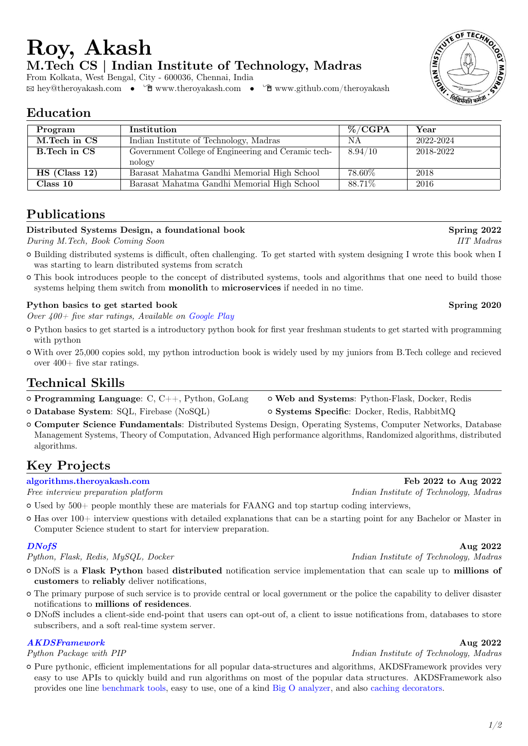# Roy, Akash

## M.Tech CS | Indian Institute of Technology, Madras

From Kolkata, West Bengal, City - 600036, Chennai, India

hey@theroyakash.com • www.theroyakash.com • www.github.com/theroyakash

## Education

| Program | Institution | %/CGPA | Year |
| --- | --- | --- | --- |
| **M.Tech in CS** | Indian Institute of Technology, Madras | NA | 2022-2024 |
| **B.Tech in CS** | Government College of Engineering and Ceramic technology | 8.94/10 | 2018-2022 |
| **HS (Class 12)** | Barasat Mahatma Gandhi Memorial High School | 78.60% | 2018 |
| **Class 10** | Barasat Mahatma Gandhi Memorial High School | 88.71% | 2016 |

## Publications

**Distributed Systems Design, a foundational book** — **Spring 2022**
*During M.Tech, Book Coming Soon* — *IIT Madras*

- Building distributed systems is difficult, often challenging. To get started with system designing I wrote this book when I was starting to learn distributed systems from scratch
- This book introduces people to the concept of distributed systems, tools and algorithms that one need to build those systems helping them switch from **monolith** to **microservices** if needed in no time.

**Python basics to get started book** — **Spring 2020**
*Over 400+ five star ratings, Available on Google Play*

- Python basics to get started is a introductory python book for first year freshman students to get started with programming with python
- With over 25,000 copies sold, my python introduction book is widely used by my juniors from B.Tech college and recieved over 400+ five star ratings.

## Technical Skills

- **Programming Language**: C, C++, Python, GoLang
- **Web and Systems**: Python-Flask, Docker, Redis
- **Database System**: SQL, Firebase (NoSQL)
- **Systems Specific**: Docker, Redis, RabbitMQ
- **Computer Science Fundamentals**: Distributed Systems Design, Operating Systems, Computer Networks, Database Management Systems, Theory of Computation, Advanced High performance algorithms, Randomized algorithms, distributed algorithms.

## Key Projects

**algorithms.theroyakash.com** — **Feb 2022 to Aug 2022**
*Free interview preparation platform* — *Indian Institute of Technology, Madras*

- Used by 500+ people monthly these are materials for FAANG and top startup coding interviews,
- Has over 100+ interview questions with detailed explanations that can be a starting point for any Bachelor or Master in Computer Science student to start for interview preparation.

***DNofS*** — **Aug 2022**
*Python, Flask, Redis, MySQL, Docker* — *Indian Institute of Technology, Madras*

- DNofS is a **Flask Python** based **distributed** notification service implementation that can scale up to **millions of customers** to **reliably** deliver notifications,
- The primary purpose of such service is to provide central or local government or the police the capability to deliver disaster notifications to **millions of residences**.
- DNofS includes a client-side end-point that users can opt-out of, a client to issue notifications from, databases to store subscribers, and a soft real-time system server.

***AKDSFramework*** — **Aug 2022**
*Python Package with PIP* — *Indian Institute of Technology, Madras*

- Pure pythonic, efficient implementations for all popular data-structures and algorithms, AKDSFramework provides very easy to use APIs to quickly build and run algorithms on most of the popular data structures. AKDSFramework also provides one line benchmark tools, easy to use, one of a kind Big O analyzer, and also caching decorators.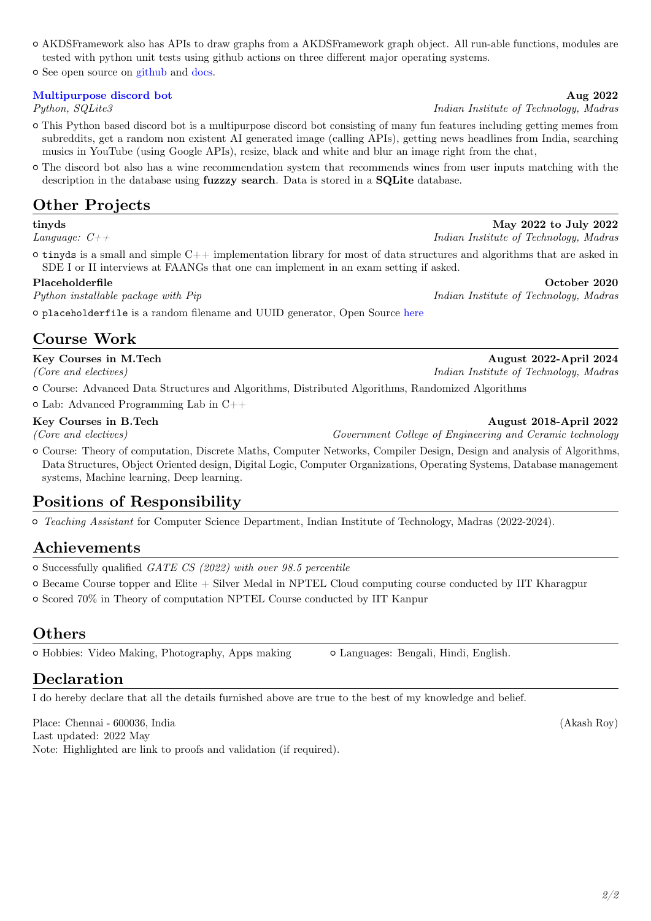- AKDSFramework also has APIs to draw graphs from a AKDSFramework graph object. All run-able functions, modules are tested with python unit tests using github actions on three different major operating systems.
- See open source on github and docs.

**Multipurpose discord bot** **Aug 2022**
*Python, SQLite3* *Indian Institute of Technology, Madras*

- This Python based discord bot is a multipurpose discord bot consisting of many fun features including getting memes from subreddits, get a random non existent AI generated image (calling APIs), getting news headlines from India, searching musics in YouTube (using Google APIs), resize, black and white and blur an image right from the chat,
- The discord bot also has a wine recommendation system that recommends wines from user inputs matching with the description in the database using **fuzzzy search**. Data is stored in a **SQLite** database.

## Other Projects

**tinyds** **May 2022 to July 2022**
*Language: C++* *Indian Institute of Technology, Madras*

- `tinyds` is a small and simple C++ implementation library for most of data structures and algorithms that are asked in SDE I or II interviews at FAANGs that one can implement in an exam setting if asked.

**Placeholderfile** **October 2020**
*Python installable package with Pip* *Indian Institute of Technology, Madras*

- `placeholderfile` is a random filename and UUID generator, Open Source here

## Course Work

**Key Courses in M.Tech** **August 2022-April 2024**
*(Core and electives)* *Indian Institute of Technology, Madras*

- Course: Advanced Data Structures and Algorithms, Distributed Algorithms, Randomized Algorithms
- Lab: Advanced Programming Lab in C++

**Key Courses in B.Tech** **August 2018-April 2022**
*(Core and electives)* *Government College of Engineering and Ceramic technology*

- Course: Theory of computation, Discrete Maths, Computer Networks, Compiler Design, Design and analysis of Algorithms, Data Structures, Object Oriented design, Digital Logic, Computer Organizations, Operating Systems, Database management systems, Machine learning, Deep learning.

## Positions of Responsibility

- *Teaching Assistant* for Computer Science Department, Indian Institute of Technology, Madras (2022-2024).

## Achievements

- Successfully qualified *GATE CS (2022) with over 98.5 percentile*
- Became Course topper and Elite + Silver Medal in NPTEL Cloud computing course conducted by IIT Kharagpur
- Scored 70% in Theory of computation NPTEL Course conducted by IIT Kanpur

## Others

- Hobbies: Video Making, Photography, Apps making
- Languages: Bengali, Hindi, English.

## Declaration

I do hereby declare that all the details furnished above are true to the best of my knowledge and belief.

Place: Chennai - 600036, India (Akash Roy)
Last updated: 2022 May
Note: Highlighted are link to proofs and validation (if required).